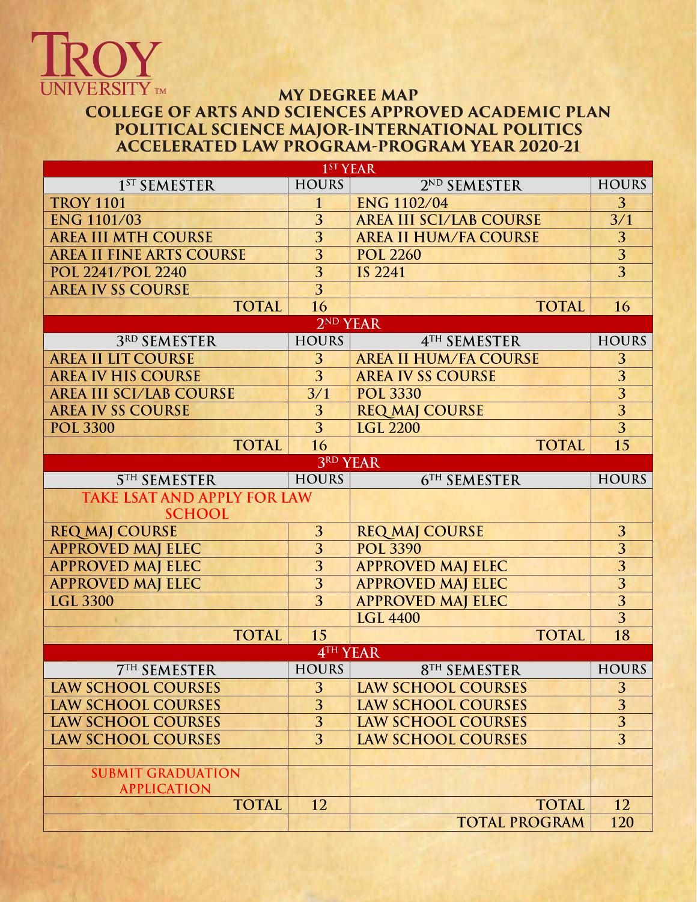TROY UNIVERSITY

# MY DEGREE MAP
## COLLEGE OF ARTS AND SCIENCES APPROVED ACADEMIC PLAN
## POLITICAL SCIENCE MAJOR-INTERNATIONAL POLITICS
## ACCELERATED LAW PROGRAM-PROGRAM YEAR 2020-21

| 1ST YEAR | | | |
|---|---|---|---|
| **1ST SEMESTER** | **HOURS** | **2ND SEMESTER** | **HOURS** |
| TROY 1101 | 1 | ENG 1102/04 | 3 |
| ENG 1101/03 | 3 | AREA III SCI/LAB COURSE | 3/1 |
| AREA III MTH COURSE | 3 | AREA II HUM/FA COURSE | 3 |
| AREA II FINE ARTS COURSE | 3 | POL 2260 | 3 |
| POL 2241/POL 2240 | 3 | IS 2241 | 3 |
| AREA IV SS COURSE | 3 | | |
| TOTAL | 16 | TOTAL | 16 |
| **2ND YEAR** | | | |
| **3RD SEMESTER** | **HOURS** | **4TH SEMESTER** | **HOURS** |
| AREA II LIT COURSE | 3 | AREA II HUM/FA COURSE | 3 |
| AREA IV HIS COURSE | 3 | AREA IV SS COURSE | 3 |
| AREA III SCI/LAB COURSE | 3/1 | POL 3330 | 3 |
| AREA IV SS COURSE | 3 | REQ MAJ COURSE | 3 |
| POL 3300 | 3 | LGL 2200 | 3 |
| TOTAL | 16 | TOTAL | 15 |
| **3RD YEAR** | | | |
| **5TH SEMESTER** | **HOURS** | **6TH SEMESTER** | **HOURS** |
| TAKE LSAT AND APPLY FOR LAW SCHOOL | | | |
| REQ MAJ COURSE | 3 | REQ MAJ COURSE | 3 |
| APPROVED MAJ ELEC | 3 | POL 3390 | 3 |
| APPROVED MAJ ELEC | 3 | APPROVED MAJ ELEC | 3 |
| APPROVED MAJ ELEC | 3 | APPROVED MAJ ELEC | 3 |
| LGL 3300 | 3 | APPROVED MAJ ELEC | 3 |
| | | LGL 4400 | 3 |
| TOTAL | 15 | TOTAL | 18 |
| **4TH YEAR** | | | |
| **7TH SEMESTER** | **HOURS** | **8TH SEMESTER** | **HOURS** |
| LAW SCHOOL COURSES | 3 | LAW SCHOOL COURSES | 3 |
| LAW SCHOOL COURSES | 3 | LAW SCHOOL COURSES | 3 |
| LAW SCHOOL COURSES | 3 | LAW SCHOOL COURSES | 3 |
| LAW SCHOOL COURSES | 3 | LAW SCHOOL COURSES | 3 |
| | | | |
| SUBMIT GRADUATION APPLICATION | | | |
| TOTAL | 12 | TOTAL | 12 |
| | | TOTAL PROGRAM | 120 |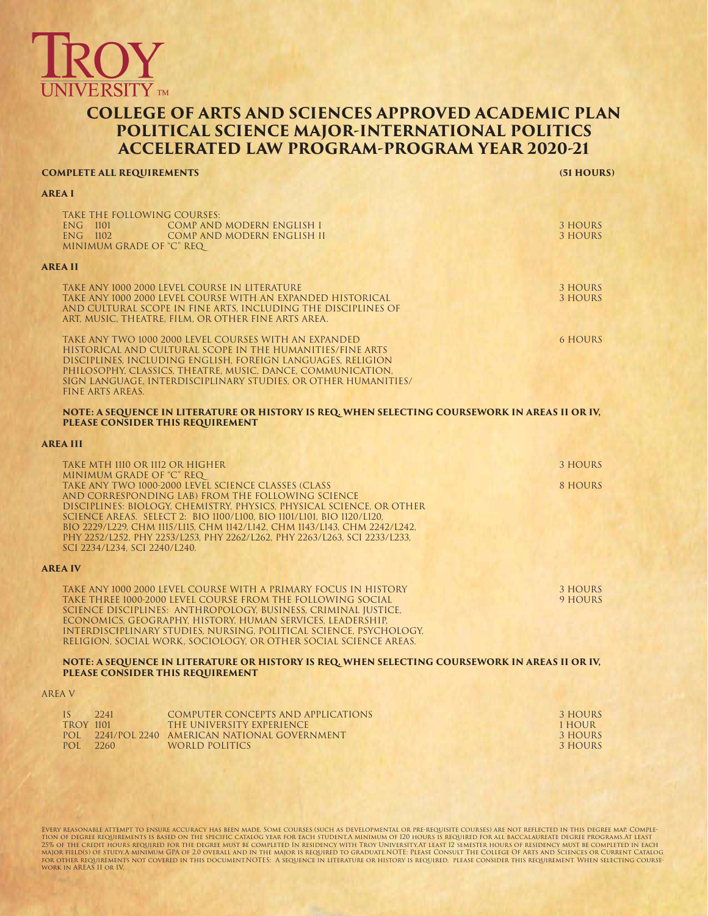# COLLEGE OF ARTS AND SCIENCES APPROVED ACADEMIC PLAN
# POLITICAL SCIENCE MAJOR-INTERNATIONAL POLITICS
# ACCELERATED LAW PROGRAM-PROGRAM YEAR 2020-21

**COMPLETE ALL REQUIREMENTS** **(51 HOURS)**

## AREA I

TAKE THE FOLLOWING COURSES:

| | | |
|---|---|---|
| ENG 1101 | COMP AND MODERN ENGLISH I | 3 HOURS |
| ENG 1102 | COMP AND MODERN ENGLISH II | 3 HOURS |

MINIMUM GRADE OF "C" REQ_

## AREA II

TAKE ANY 1000 2000 LEVEL COURSE IN LITERATURE — 3 HOURS

TAKE ANY 1000 2000 LEVEL COURSE WITH AN EXPANDED HISTORICAL AND CULTURAL SCOPE IN FINE ARTS, INCLUDING THE DISCIPLINES OF ART, MUSIC, THEATRE, FILM, OR OTHER FINE ARTS AREA. — 3 HOURS

TAKE ANY TWO 1000 2000 LEVEL COURSES WITH AN EXPANDED HISTORICAL AND CULTURAL SCOPE IN THE HUMANITIES/FINE ARTS DISCIPLINES, INCLUDING ENGLISH, FOREIGN LANGUAGES, RELIGION PHILOSOPHY, CLASSICS, THEATRE, MUSIC, DANCE, COMMUNICATION, SIGN LANGUAGE, INTERDISCIPLINARY STUDIES, OR OTHER HUMANITIES/ FINE ARTS AREAS. — 6 HOURS

**NOTE: A SEQUENCE IN LITERATURE OR HISTORY IS REQ. WHEN SELECTING COURSEWORK IN AREAS II OR IV, PLEASE CONSIDER THIS REQUIREMENT**

## AREA III

TAKE MTH 1110 OR 1112 OR HIGHER — 3 HOURS
MINIMUM GRADE OF "C" REQ_

TAKE ANY TWO 1000-2000 LEVEL SCIENCE CLASSES (CLASS AND CORRESPONDING LAB) FROM THE FOLLOWING SCIENCE DISCIPLINES: BIOLOGY, CHEMISTRY, PHYSICS, PHYSICAL SCIENCE, OR OTHER SCIENCE AREAS. SELECT 2: BIO 1100/L100, BIO 1101/L101, BIO 1120/L120, BIO 2229/L229, CHM 1115/L115, CHM 1142/L142, CHM 1143/L143, CHM 2242/L242, PHY 2252/L252, PHY 2253/L253, PHY 2262/L262, PHY 2263/L263, SCI 2233/L233, SCI 2234/L234, SCI 2240/L240. — 8 HOURS

## AREA IV

TAKE ANY 1000 2000 LEVEL COURSE WITH A PRIMARY FOCUS IN HISTORY — 3 HOURS

TAKE THREE 1000-2000 LEVEL COURSE FROM THE FOLLOWING SOCIAL SCIENCE DISCIPLINES: ANTHROPOLOGY, BUSINESS, CRIMINAL JUSTICE, ECONOMICS, GEOGRAPHY, HISTORY, HUMAN SERVICES, LEADERSHIP, INTERDISCIPLINARY STUDIES, NURSING, POLITICAL SCIENCE, PSYCHOLOGY, RELIGION, SOCIAL WORK, SOCIOLOGY, OR OTHER SOCIAL SCIENCE AREAS. — 9 HOURS

**NOTE: A SEQUENCE IN LITERATURE OR HISTORY IS REQ. WHEN SELECTING COURSEWORK IN AREAS II OR IV, PLEASE CONSIDER THIS REQUIREMENT**

## AREA V

| | | |
|---|---|---|
| IS 2241 | COMPUTER CONCEPTS AND APPLICATIONS | 3 HOURS |
| TROY 1101 | THE UNIVERSITY EXPERIENCE | 1 HOUR |
| POL 2241/POL 2240 | AMERICAN NATIONAL GOVERNMENT | 3 HOURS |
| POL 2260 | WORLD POLITICS | 3 HOURS |

EVERY REASONABLE ATTEMPT TO ENSURE ACCURACY HAS BEEN MADE. SOME COURSES (SUCH AS DEVELOPMENTAL OR PRE-REQUISITE COURSES) ARE NOT REFLECTED IN THIS DEGREE MAP. COMPLETION OF DEGREE REQUIREMENTS IS BASED ON THE SPECIFIC CATALOG YEAR FOR EACH STUDENT.A MINIMUM OF 120 HOURS IS REQUIRED FOR ALL BACCALAUREATE DEGREE PROGRAMS.AT LEAST 25% OF THE CREDIT HOURS REQUIRED FOR THE DEGREE MUST BE COMPLETED IN RESIDENCY WITH TROY UNIVERSITY.AT LEAST 12 SEMESTER HOURS OF RESIDENCY MUST BE COMPLETED IN EACH MAJOR FIELD(S) OF STUDY.A MINIMUM GPA OF 2.0 OVERALL AND IN THE MAJOR IS REQUIRED TO GRADUATE.NOTE: PLEASE CONSULT THE COLLEGE OF ARTS AND SCIENCES OR CURRENT CATALOG FOR OTHER REQUIREMENTS NOT COVERED IN THIS DOCUMENT.NOTES: A SEQUENCE IN LITERATURE OR HISTORY IS REQUIRED. PLEASE CONSIDER THIS REQUIREMENT. WHEN SELECTING COURSEWORK IN AREAS II OR IV.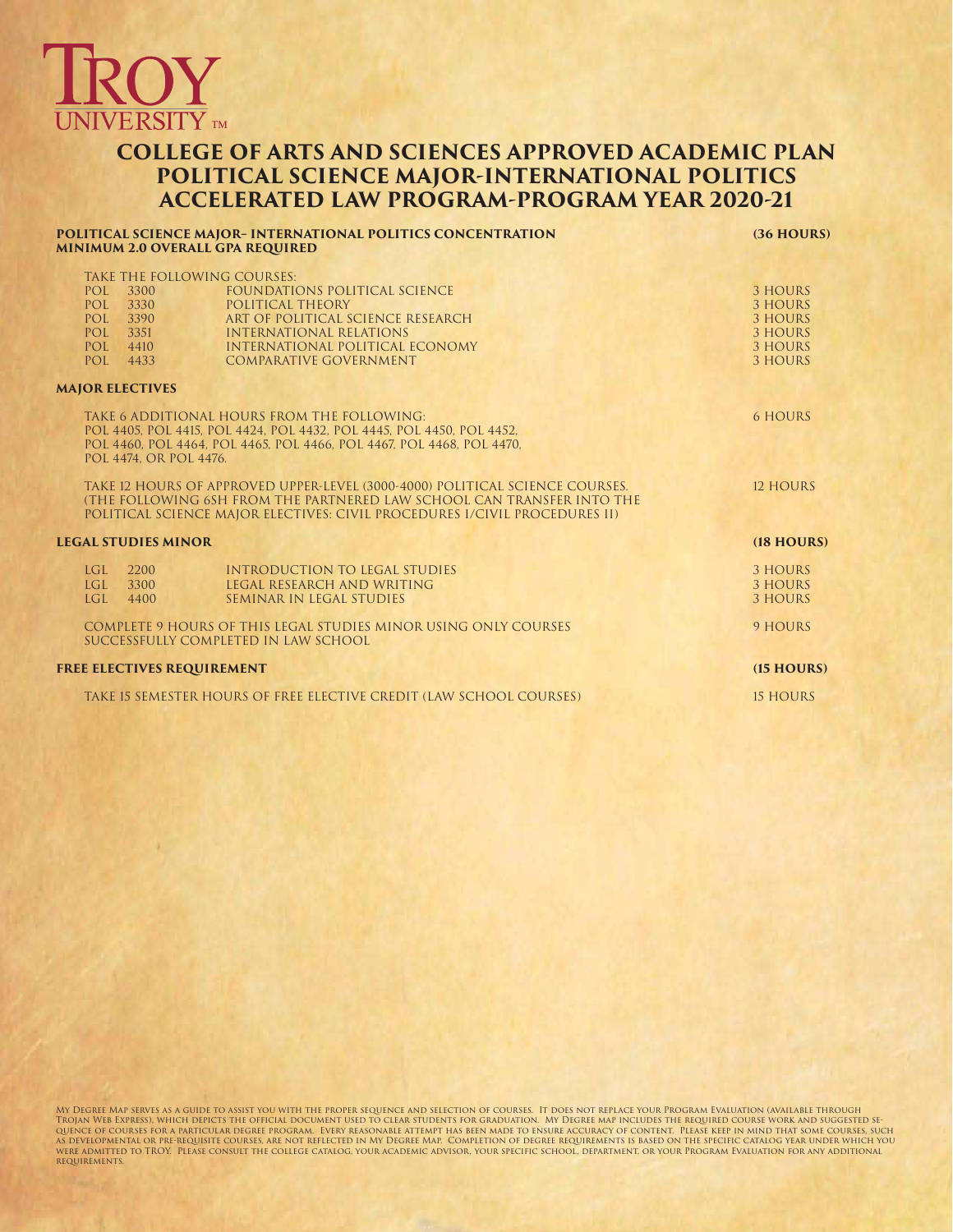TROY UNIVERSITY™

# COLLEGE OF ARTS AND SCIENCES APPROVED ACADEMIC PLAN
# POLITICAL SCIENCE MAJOR-INTERNATIONAL POLITICS
# ACCELERATED LAW PROGRAM-PROGRAM YEAR 2020-21

## POLITICAL SCIENCE MAJOR– INTERNATIONAL POLITICS CONCENTRATION (36 HOURS)

**MINIMUM 2.0 OVERALL GPA REQUIRED**

TAKE THE FOLLOWING COURSES:

| | | | |
|---|---|---|---|
| POL | 3300 | FOUNDATIONS POLITICAL SCIENCE | 3 HOURS |
| POL | 3330 | POLITICAL THEORY | 3 HOURS |
| POL | 3390 | ART OF POLITICAL SCIENCE RESEARCH | 3 HOURS |
| POL | 3351 | INTERNATIONAL RELATIONS | 3 HOURS |
| POL | 4410 | INTERNATIONAL POLITICAL ECONOMY | 3 HOURS |
| POL | 4433 | COMPARATIVE GOVERNMENT | 3 HOURS |

### MAJOR ELECTIVES

TAKE 6 ADDITIONAL HOURS FROM THE FOLLOWING: POL 4405, POL 4415, POL 4424, POL 4432, POL 4445, POL 4450, POL 4452, POL 4460, POL 4464, POL 4465, POL 4466, POL 4467, POL 4468, POL 4470, POL 4474, OR POL 4476. — 6 HOURS

TAKE 12 HOURS OF APPROVED UPPER-LEVEL (3000-4000) POLITICAL SCIENCE COURSES. (THE FOLLOWING 6SH FROM THE PARTNERED LAW SCHOOL CAN TRANSFER INTO THE POLITICAL SCIENCE MAJOR ELECTIVES: CIVIL PROCEDURES I/CIVIL PROCEDURES II) — 12 HOURS

## LEGAL STUDIES MINOR (18 HOURS)

| | | | |
|---|---|---|---|
| LGL | 2200 | INTRODUCTION TO LEGAL STUDIES | 3 HOURS |
| LGL | 3300 | LEGAL RESEARCH AND WRITING | 3 HOURS |
| LGL | 4400 | SEMINAR IN LEGAL STUDIES | 3 HOURS |

COMPLETE 9 HOURS OF THIS LEGAL STUDIES MINOR USING ONLY COURSES SUCCESSFULLY COMPLETED IN LAW SCHOOL — 9 HOURS

## FREE ELECTIVES REQUIREMENT (15 HOURS)

TAKE 15 SEMESTER HOURS OF FREE ELECTIVE CREDIT (LAW SCHOOL COURSES) — 15 HOURS

My Degree Map serves as a guide to assist you with the proper sequence and selection of courses. It does not replace your Program Evaluation (available through Trojan Web Express), which depicts the official document used to clear students for graduation. My Degree map includes the required course work and suggested sequence of courses for a particular degree program. Every reasonable attempt has been made to ensure accuracy of content. Please keep in mind that some courses, such as developmental or pre-requisite courses, are not reflected in My Degree Map. Completion of degree requirements is based on the specific catalog year under which you were admitted to TROY. Please consult the college catalog, your academic advisor, your specific school, department, or your Program Evaluation for any additional requirements.